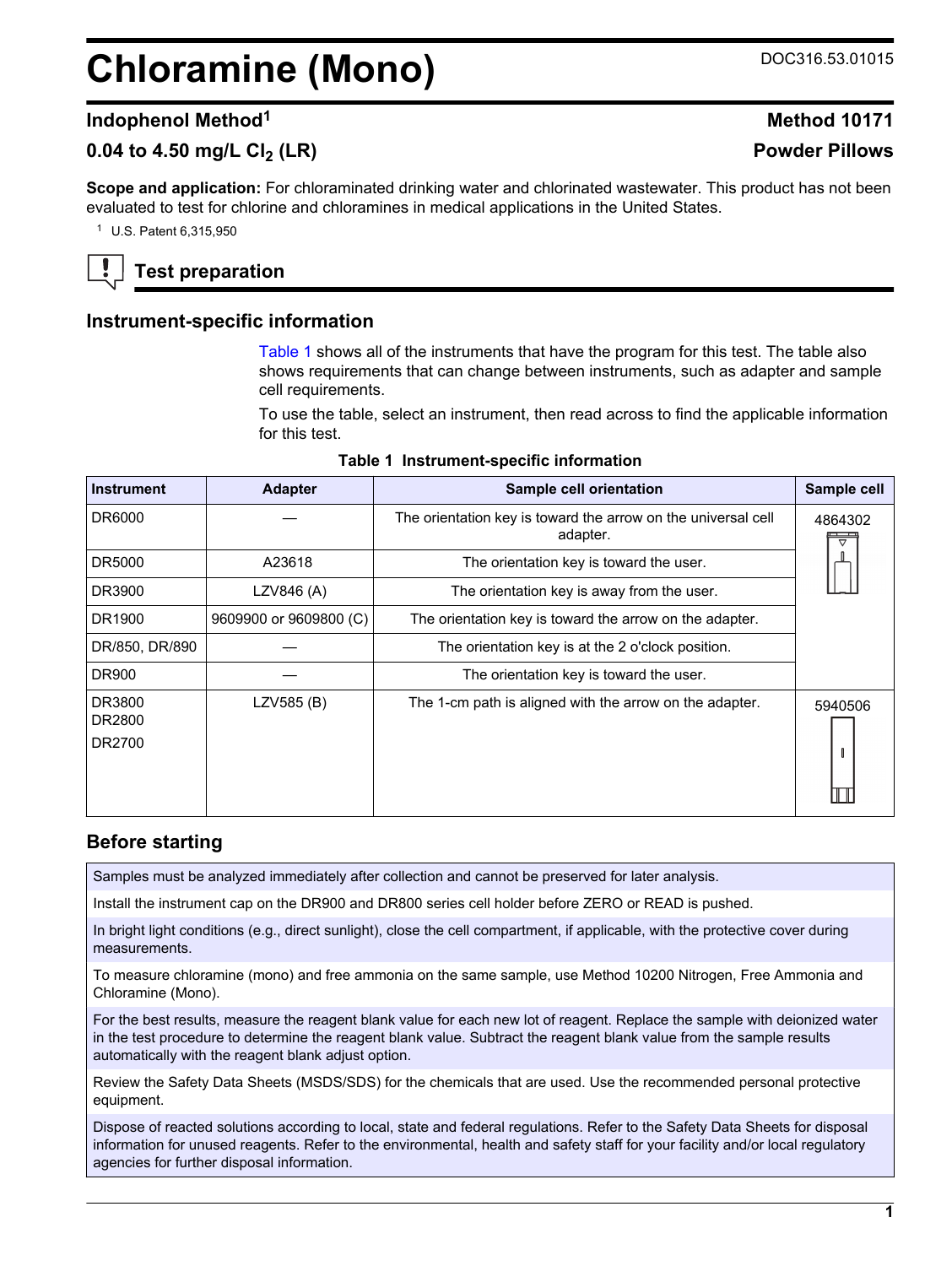# Chloramine (Mono)

DOC316.53.01015

## Indophenol Method[1]

**Method 10171**

## 0.04 to 4.50 mg/L $Cl_2$ (LR)

**Powder Pillows**

**Scope and application:** For chloraminated drinking water and chlorinated wastewater. This product has not been evaluated to test for chlorine and chloramines in medical applications in the United States.

[1] U.S. Patent 6,315,950

## Test preparation

### Instrument-specific information

Table 1 shows all of the instruments that have the program for this test. The table also shows requirements that can change between instruments, such as adapter and sample cell requirements.

To use the table, select an instrument, then read across to find the applicable information for this test.

**Table 1 Instrument-specific information**

| Instrument | Adapter | Sample cell orientation | Sample cell |
|---|---|---|---|
| DR6000 | — | The orientation key is toward the arrow on the universal cell adapter. | 4864302 |
| DR5000 | A23618 | The orientation key is toward the user. | |
| DR3900 | LZV846 (A) | The orientation key is away from the user. | |
| DR1900 | 9609900 or 9609800 (C) | The orientation key is toward the arrow on the adapter. | |
| DR/850, DR/890 | — | The orientation key is at the 2 o'clock position. | |
| DR900 | — | The orientation key is toward the user. | |
| DR3800<br>DR2800<br>DR2700 | LZV585 (B) | The 1-cm path is aligned with the arrow on the adapter. | 5940506 |

### Before starting

Samples must be analyzed immediately after collection and cannot be preserved for later analysis.

Install the instrument cap on the DR900 and DR800 series cell holder before ZERO or READ is pushed.

In bright light conditions (e.g., direct sunlight), close the cell compartment, if applicable, with the protective cover during measurements.

To measure chloramine (mono) and free ammonia on the same sample, use Method 10200 Nitrogen, Free Ammonia and Chloramine (Mono).

For the best results, measure the reagent blank value for each new lot of reagent. Replace the sample with deionized water in the test procedure to determine the reagent blank value. Subtract the reagent blank value from the sample results automatically with the reagent blank adjust option.

Review the Safety Data Sheets (MSDS/SDS) for the chemicals that are used. Use the recommended personal protective equipment.

Dispose of reacted solutions according to local, state and federal regulations. Refer to the Safety Data Sheets for disposal information for unused reagents. Refer to the environmental, health and safety staff for your facility and/or local regulatory agencies for further disposal information.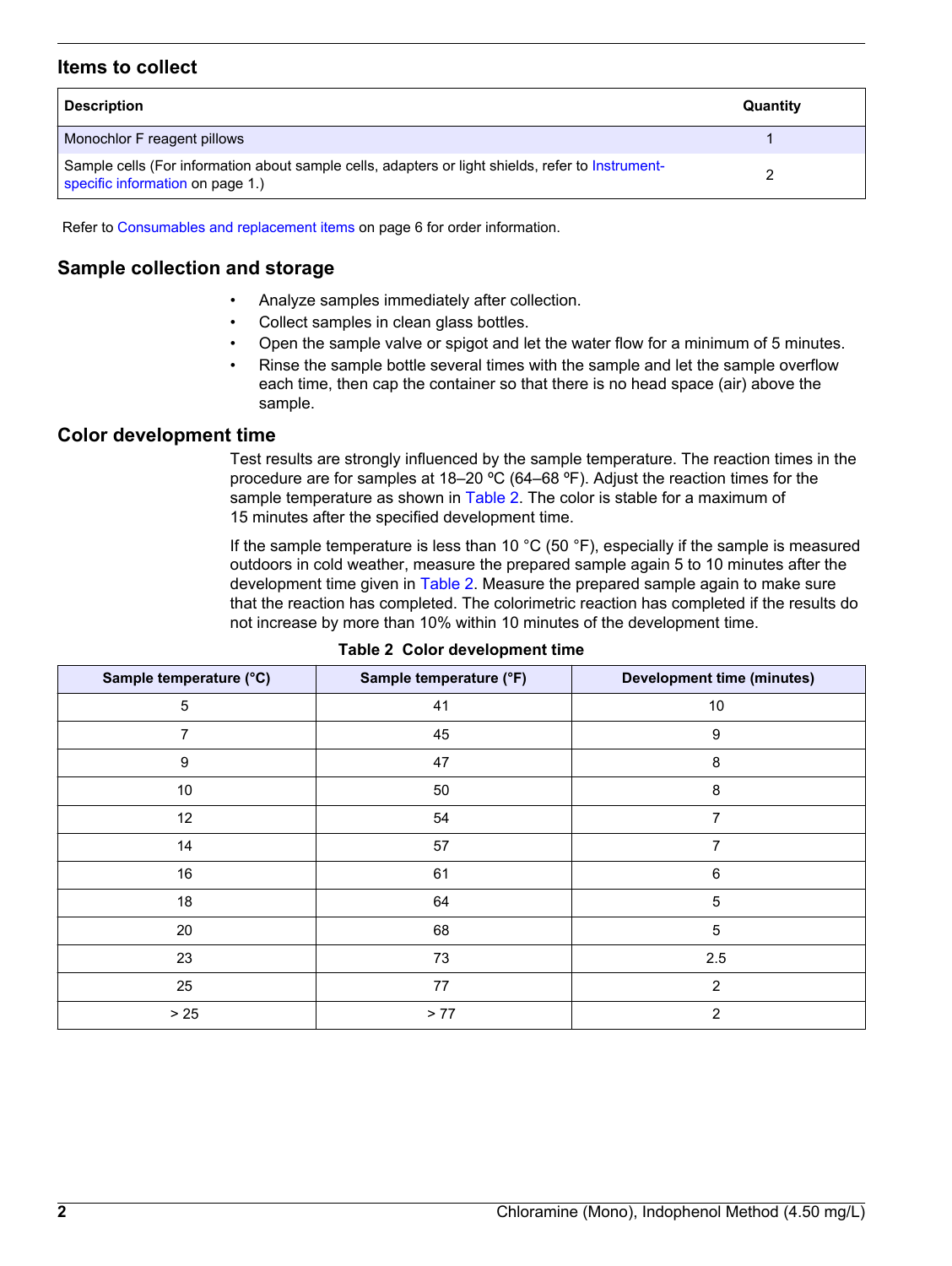## Items to collect

| Description | Quantity |
|---|---|
| Monochlor F reagent pillows | 1 |
| Sample cells (For information about sample cells, adapters or light shields, refer to Instrument-specific information on page 1.) | 2 |

Refer to Consumables and replacement items on page 6 for order information.

## Sample collection and storage

- Analyze samples immediately after collection.
- Collect samples in clean glass bottles.
- Open the sample valve or spigot and let the water flow for a minimum of 5 minutes.
- Rinse the sample bottle several times with the sample and let the sample overflow each time, then cap the container so that there is no head space (air) above the sample.

## Color development time

Test results are strongly influenced by the sample temperature. The reaction times in the procedure are for samples at 18–20 ºC (64–68 ºF). Adjust the reaction times for the sample temperature as shown in Table 2. The color is stable for a maximum of 15 minutes after the specified development time.

If the sample temperature is less than 10 °C (50 °F), especially if the sample is measured outdoors in cold weather, measure the prepared sample again 5 to 10 minutes after the development time given in Table 2. Measure the prepared sample again to make sure that the reaction has completed. The colorimetric reaction has completed if the results do not increase by more than 10% within 10 minutes of the development time.

**Table 2 Color development time**

| Sample temperature (°C) | Sample temperature (°F) | Development time (minutes) |
|---|---|---|
| 5 | 41 | 10 |
| 7 | 45 | 9 |
| 9 | 47 | 8 |
| 10 | 50 | 8 |
| 12 | 54 | 7 |
| 14 | 57 | 7 |
| 16 | 61 | 6 |
| 18 | 64 | 5 |
| 20 | 68 | 5 |
| 23 | 73 | 2.5 |
| 25 | 77 | 2 |
| > 25 | > 77 | 2 |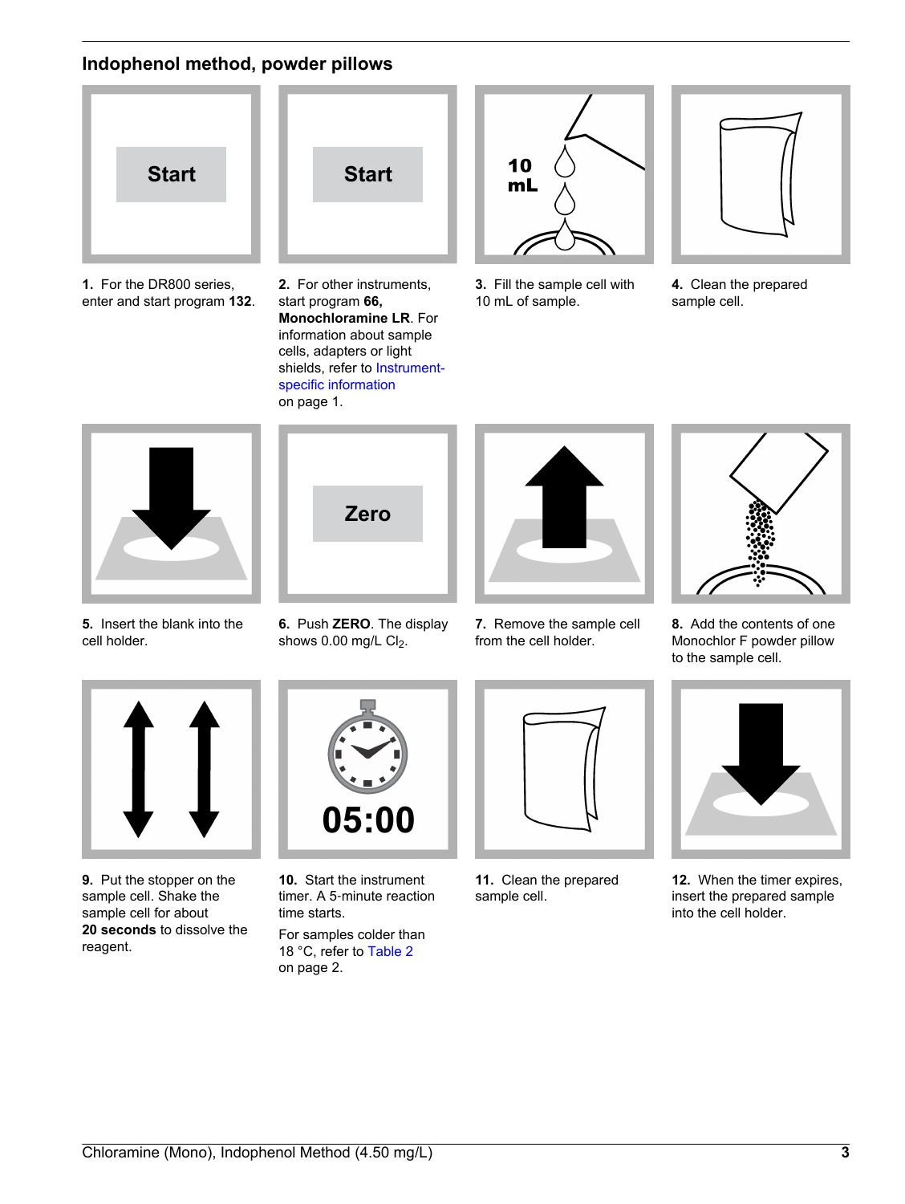## Indophenol method, powder pillows

1. For the DR800 series, enter and start program **132**.

2. For other instruments, start program **66, Monochloramine LR**. For information about sample cells, adapters or light shields, refer to Instrument-specific information on page 1.

3. Fill the sample cell with 10 mL of sample.

4. Clean the prepared sample cell.

5. Insert the blank into the cell holder.

6. Push **ZERO**. The display shows 0.00 mg/L $Cl_2$.

7. Remove the sample cell from the cell holder.

8. Add the contents of one Monochlor F powder pillow to the sample cell.

9. Put the stopper on the sample cell. Shake the sample cell for about **20 seconds** to dissolve the reagent.

10. Start the instrument timer. A 5-minute reaction time starts.

    For samples colder than 18 °C, refer to Table 2 on page 2.

11. Clean the prepared sample cell.

12. When the timer expires, insert the prepared sample into the cell holder.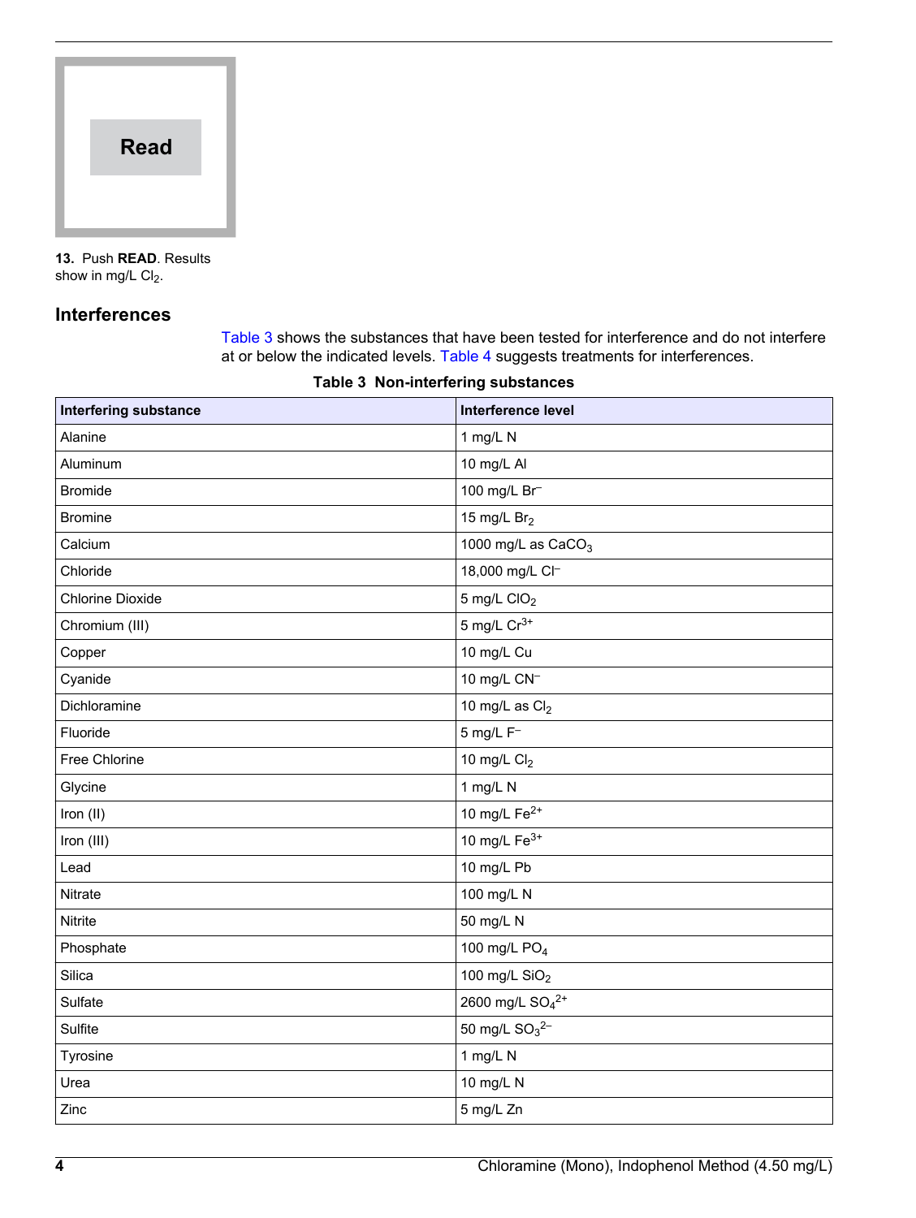**Read**

**13.** Push **READ**. Results show in mg/L $Cl_2$.

## Interferences

Table 3 shows the substances that have been tested for interference and do not interfere at or below the indicated levels. Table 4 suggests treatments for interferences.

**Table 3 Non-interfering substances**

| Interfering substance | Interference level |
| --- | --- |
| Alanine | 1 mg/L N |
| Aluminum | 10 mg/L Al |
| Bromide | 100 mg/L $Br^-$ |
| Bromine | 15 mg/L $Br_2$ |
| Calcium | 1000 mg/L as $CaCO_3$ |
| Chloride | 18,000 mg/L $Cl^-$ |
| Chlorine Dioxide | 5 mg/L $ClO_2$ |
| Chromium (III) | 5 mg/L $Cr^{3+}$ |
| Copper | 10 mg/L Cu |
| Cyanide | 10 mg/L $CN^-$ |
| Dichloramine | 10 mg/L as $Cl_2$ |
| Fluoride | 5 mg/L $F^-$ |
| Free Chlorine | 10 mg/L $Cl_2$ |
| Glycine | 1 mg/L N |
| Iron (II) | 10 mg/L $Fe^{2+}$ |
| Iron (III) | 10 mg/L $Fe^{3+}$ |
| Lead | 10 mg/L Pb |
| Nitrate | 100 mg/L N |
| Nitrite | 50 mg/L N |
| Phosphate | 100 mg/L $PO_4$ |
| Silica | 100 mg/L $SiO_2$ |
| Sulfate | 2600 mg/L $SO_4^{2+}$ |
| Sulfite | 50 mg/L $SO_3^{2-}$ |
| Tyrosine | 1 mg/L N |
| Urea | 10 mg/L N |
| Zinc | 5 mg/L Zn |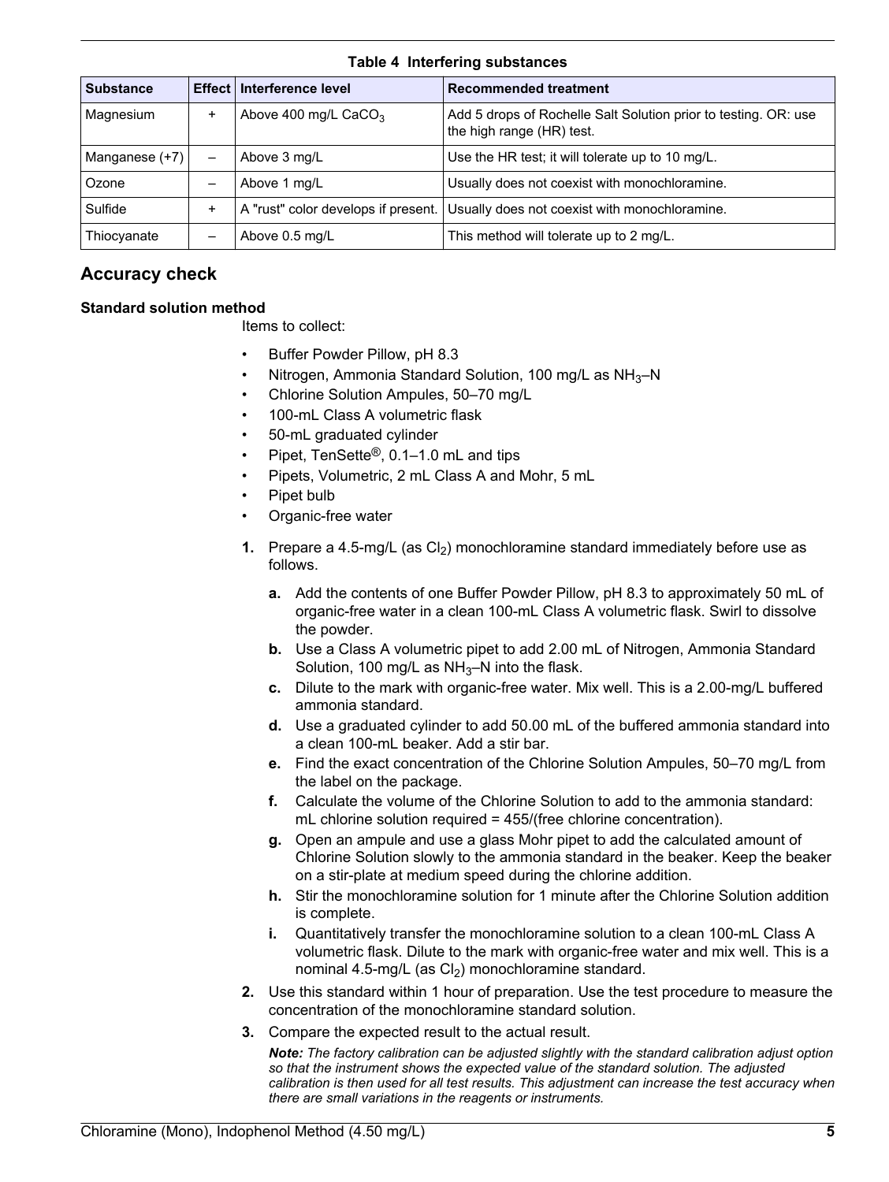**Table 4 Interfering substances**

| Substance | Effect | Interference level | Recommended treatment |
| --- | --- | --- | --- |
| Magnesium | + | Above 400 mg/L $CaCO_3$ | Add 5 drops of Rochelle Salt Solution prior to testing. OR: use the high range (HR) test. |
| Manganese (+7) | – | Above 3 mg/L | Use the HR test; it will tolerate up to 10 mg/L. |
| Ozone | – | Above 1 mg/L | Usually does not coexist with monochloramine. |
| Sulfide | + | A "rust" color develops if present. | Usually does not coexist with monochloramine. |
| Thiocyanate | – | Above 0.5 mg/L | This method will tolerate up to 2 mg/L. |

## Accuracy check

### Standard solution method

Items to collect:

- Buffer Powder Pillow, pH 8.3
- Nitrogen, Ammonia Standard Solution, 100 mg/L as $NH_3$–N
- Chlorine Solution Ampules, 50–70 mg/L
- 100-mL Class A volumetric flask
- 50-mL graduated cylinder
- Pipet, TenSette®, 0.1–1.0 mL and tips
- Pipets, Volumetric, 2 mL Class A and Mohr, 5 mL
- Pipet bulb
- Organic-free water

1. Prepare a 4.5-mg/L (as $Cl_2$) monochloramine standard immediately before use as follows.
   a. Add the contents of one Buffer Powder Pillow, pH 8.3 to approximately 50 mL of organic-free water in a clean 100-mL Class A volumetric flask. Swirl to dissolve the powder.
   b. Use a Class A volumetric pipet to add 2.00 mL of Nitrogen, Ammonia Standard Solution, 100 mg/L as $NH_3$–N into the flask.
   c. Dilute to the mark with organic-free water. Mix well. This is a 2.00-mg/L buffered ammonia standard.
   d. Use a graduated cylinder to add 50.00 mL of the buffered ammonia standard into a clean 100-mL beaker. Add a stir bar.
   e. Find the exact concentration of the Chlorine Solution Ampules, 50–70 mg/L from the label on the package.
   f. Calculate the volume of the Chlorine Solution to add to the ammonia standard: mL chlorine solution required = 455/(free chlorine concentration).
   g. Open an ampule and use a glass Mohr pipet to add the calculated amount of Chlorine Solution slowly to the ammonia standard in the beaker. Keep the beaker on a stir-plate at medium speed during the chlorine addition.
   h. Stir the monochloramine solution for 1 minute after the Chlorine Solution addition is complete.
   i. Quantitatively transfer the monochloramine solution to a clean 100-mL Class A volumetric flask. Dilute to the mark with organic-free water and mix well. This is a nominal 4.5-mg/L (as $Cl_2$) monochloramine standard.
2. Use this standard within 1 hour of preparation. Use the test procedure to measure the concentration of the monochloramine standard solution.
3. Compare the expected result to the actual result.

   ***Note:*** *The factory calibration can be adjusted slightly with the standard calibration adjust option so that the instrument shows the expected value of the standard solution. The adjusted calibration is then used for all test results. This adjustment can increase the test accuracy when there are small variations in the reagents or instruments.*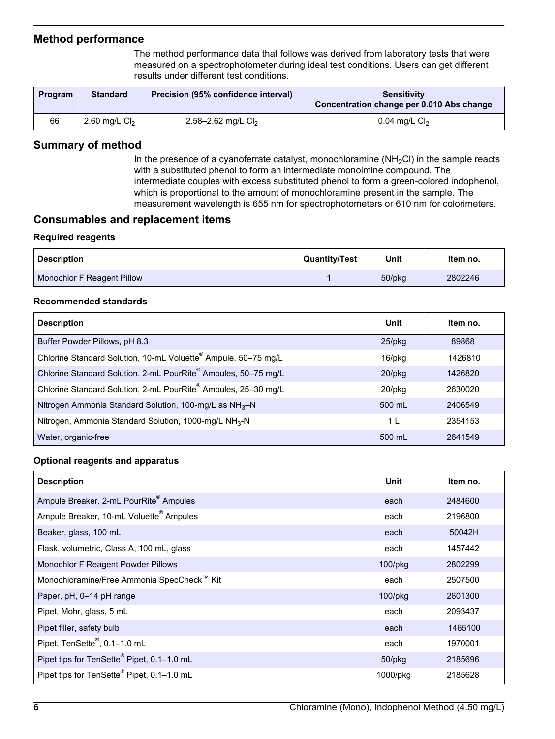## Method performance

The method performance data that follows was derived from laboratory tests that were measured on a spectrophotometer during ideal test conditions. Users can get different results under different test conditions.

| Program | Standard | Precision (95% confidence interval) | Sensitivity Concentration change per 0.010 Abs change |
|---|---|---|---|
| 66 | 2.60 mg/L $Cl_2$ | 2.58–2.62 mg/L $Cl_2$ | 0.04 mg/L $Cl_2$ |

## Summary of method

In the presence of a cyanoferrate catalyst, monochloramine ($NH_2Cl$) in the sample reacts with a substituted phenol to form an intermediate monoimine compound. The intermediate couples with excess substituted phenol to form a green-colored indophenol, which is proportional to the amount of monochloramine present in the sample. The measurement wavelength is 655 nm for spectrophotometers or 610 nm for colorimeters.

## Consumables and replacement items

### Required reagents

| Description | Quantity/Test | Unit | Item no. |
|---|---|---|---|
| Monochlor F Reagent Pillow | 1 | 50/pkg | 2802246 |

### Recommended standards

| Description | Unit | Item no. |
|---|---|---|
| Buffer Powder Pillows, pH 8.3 | 25/pkg | 89868 |
| Chlorine Standard Solution, 10-mL Voluette® Ampule, 50–75 mg/L | 16/pkg | 1426810 |
| Chlorine Standard Solution, 2-mL PourRite® Ampules, 50–75 mg/L | 20/pkg | 1426820 |
| Chlorine Standard Solution, 2-mL PourRite® Ampules, 25–30 mg/L | 20/pkg | 2630020 |
| Nitrogen Ammonia Standard Solution, 100-mg/L as $NH_3$–N | 500 mL | 2406549 |
| Nitrogen, Ammonia Standard Solution, 1000-mg/L $NH_3$-N | 1 L | 2354153 |
| Water, organic-free | 500 mL | 2641549 |

### Optional reagents and apparatus

| Description | Unit | Item no. |
|---|---|---|
| Ampule Breaker, 2-mL PourRite® Ampules | each | 2484600 |
| Ampule Breaker, 10-mL Voluette® Ampules | each | 2196800 |
| Beaker, glass, 100 mL | each | 50042H |
| Flask, volumetric, Class A, 100 mL, glass | each | 1457442 |
| Monochlor F Reagent Powder Pillows | 100/pkg | 2802299 |
| Monochloramine/Free Ammonia SpecCheck™ Kit | each | 2507500 |
| Paper, pH, 0–14 pH range | 100/pkg | 2601300 |
| Pipet, Mohr, glass, 5 mL | each | 2093437 |
| Pipet filler, safety bulb | each | 1465100 |
| Pipet, TenSette®, 0.1–1.0 mL | each | 1970001 |
| Pipet tips for TenSette® Pipet, 0.1–1.0 mL | 50/pkg | 2185696 |
| Pipet tips for TenSette® Pipet, 0.1–1.0 mL | 1000/pkg | 2185628 |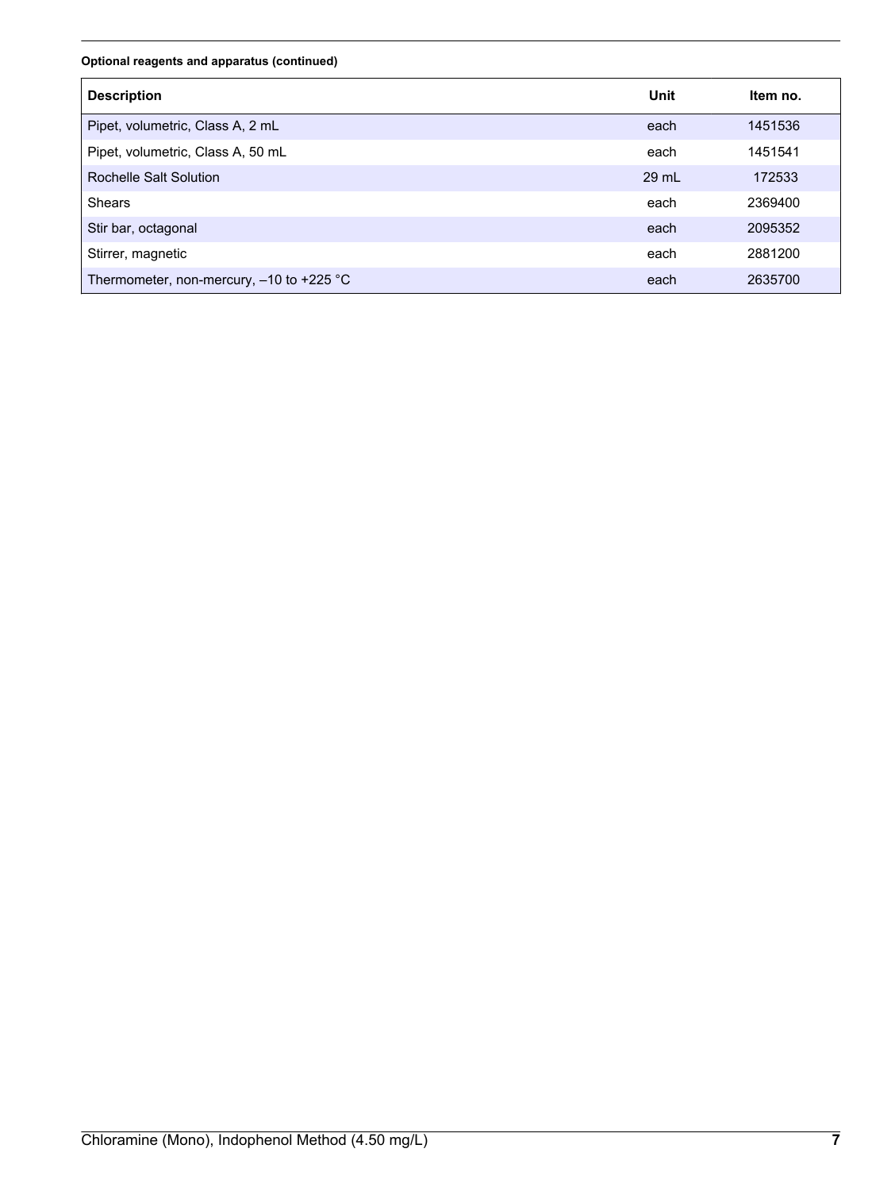**Optional reagents and apparatus (continued)**

| Description | Unit | Item no. |
|---|---|---|
| Pipet, volumetric, Class A, 2 mL | each | 1451536 |
| Pipet, volumetric, Class A, 50 mL | each | 1451541 |
| Rochelle Salt Solution | 29 mL | 172533 |
| Shears | each | 2369400 |
| Stir bar, octagonal | each | 2095352 |
| Stirrer, magnetic | each | 2881200 |
| Thermometer, non-mercury, –10 to +225 °C | each | 2635700 |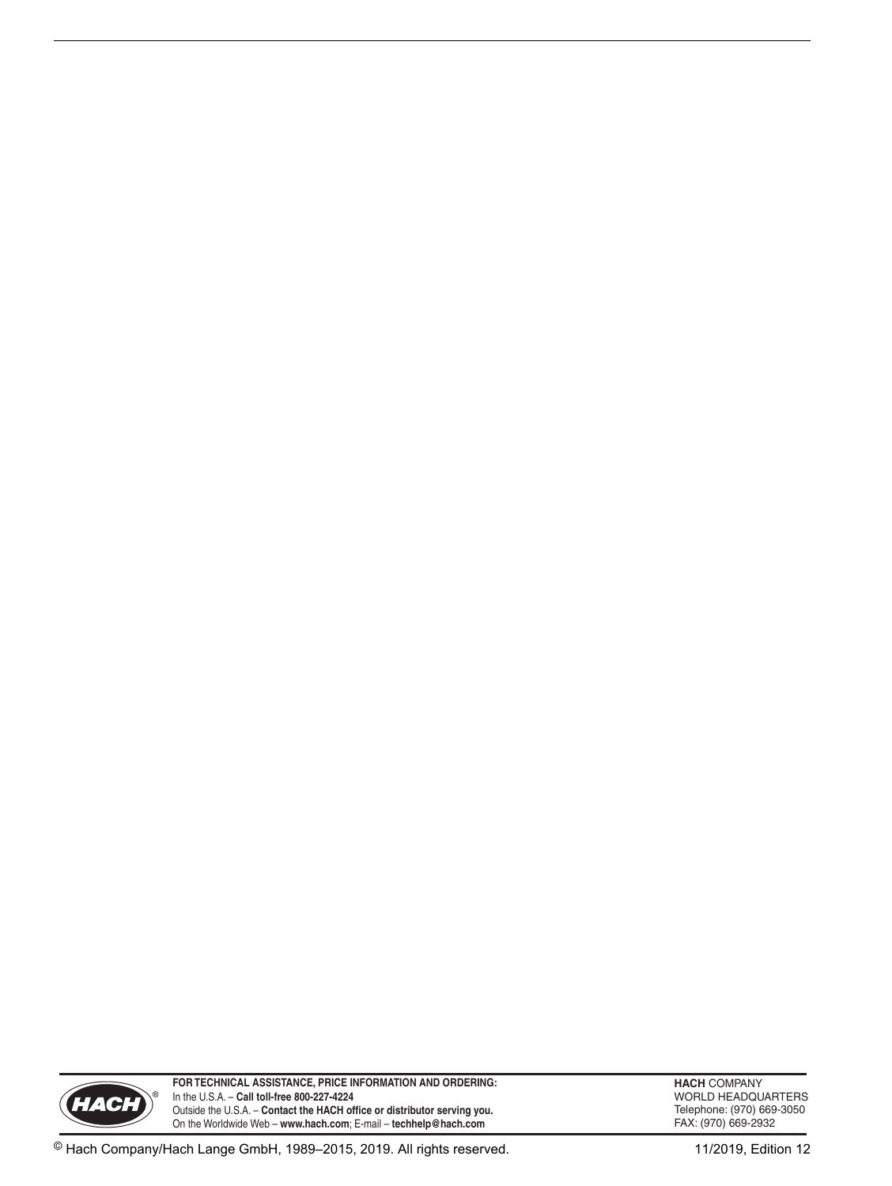HACH®

**FOR TECHNICAL ASSISTANCE, PRICE INFORMATION AND ORDERING:**
In the U.S.A. – **Call toll-free 800-227-4224**
Outside the U.S.A. – **Contact the HACH office or distributor serving you.**
On the Worldwide Web – **www.hach.com**; E-mail – **techhelp@hach.com**

**HACH** COMPANY
WORLD HEADQUARTERS
Telephone: (970) 669-3050
FAX: (970) 669-2932

© Hach Company/Hach Lange GmbH, 1989–2015, 2019. All rights reserved.

11/2019, Edition 12